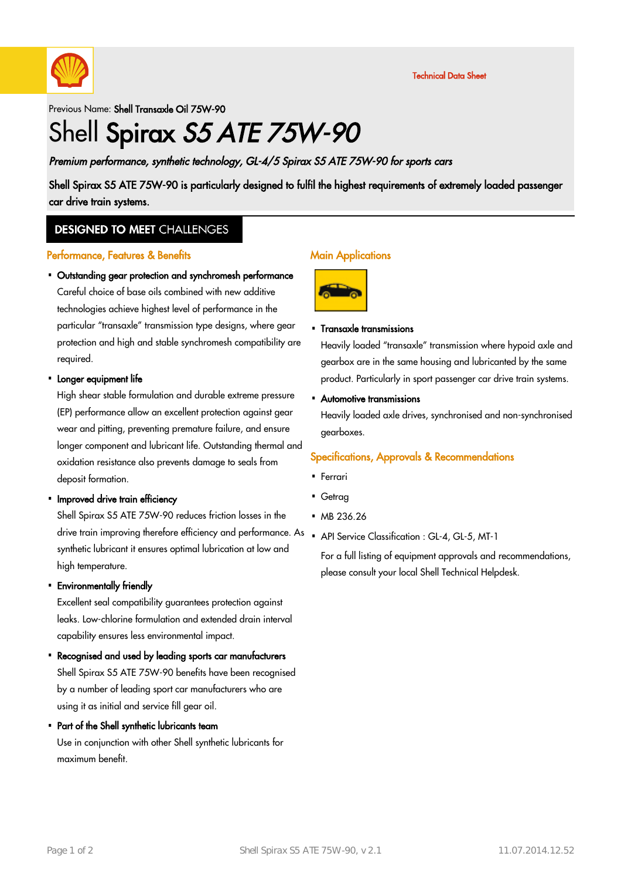Technical Data Sheet

Previous Name: **Shell Transaxle Oil 75W-90**

# Shell **Spirax** ***S5 ATE 75W-90***

***Premium performance, synthetic technology, GL-4/5 Spirax S5 ATE 75W-90 for sports cars***

**Shell Spirax S5 ATE 75W-90 is particularly designed to fulfil the highest requirements of extremely loaded passenger car drive train systems.**

## DESIGNED TO MEET CHALLENGES

### Performance, Features & Benefits

- **Outstanding gear protection and synchromesh performance**
  Careful choice of base oils combined with new additive technologies achieve highest level of performance in the particular "transaxle" transmission type designs, where gear protection and high and stable synchromesh compatibility are required.
- **Longer equipment life**
  High shear stable formulation and durable extreme pressure (EP) performance allow an excellent protection against gear wear and pitting, preventing premature failure, and ensure longer component and lubricant life. Outstanding thermal and oxidation resistance also prevents damage to seals from deposit formation.
- **Improved drive train efficiency**
  Shell Spirax S5 ATE 75W-90 reduces friction losses in the drive train improving therefore efficiency and performance. As synthetic lubricant it ensures optimal lubrication at low and high temperature.
- **Environmentally friendly**
  Excellent seal compatibility guarantees protection against leaks. Low-chlorine formulation and extended drain interval capability ensures less environmental impact.
- **Recognised and used by leading sports car manufacturers**
  Shell Spirax S5 ATE 75W-90 benefits have been recognised by a number of leading sport car manufacturers who are using it as initial and service fill gear oil.
- **Part of the Shell synthetic lubricants team**
  Use in conjunction with other Shell synthetic lubricants for maximum benefit.

### Main Applications

- **Transaxle transmissions**
  Heavily loaded "transaxle" transmission where hypoid axle and gearbox are in the same housing and lubricanted by the same product. Particularly in sport passenger car drive train systems.
- **Automotive transmissions**
  Heavily loaded axle drives, synchronised and non-synchronised gearboxes.

### Specifications, Approvals & Recommendations

- Ferrari
- Getrag
- MB 236.26
- API Service Classification : GL-4, GL-5, MT-1

  For a full listing of equipment approvals and recommendations, please consult your local Shell Technical Helpdesk.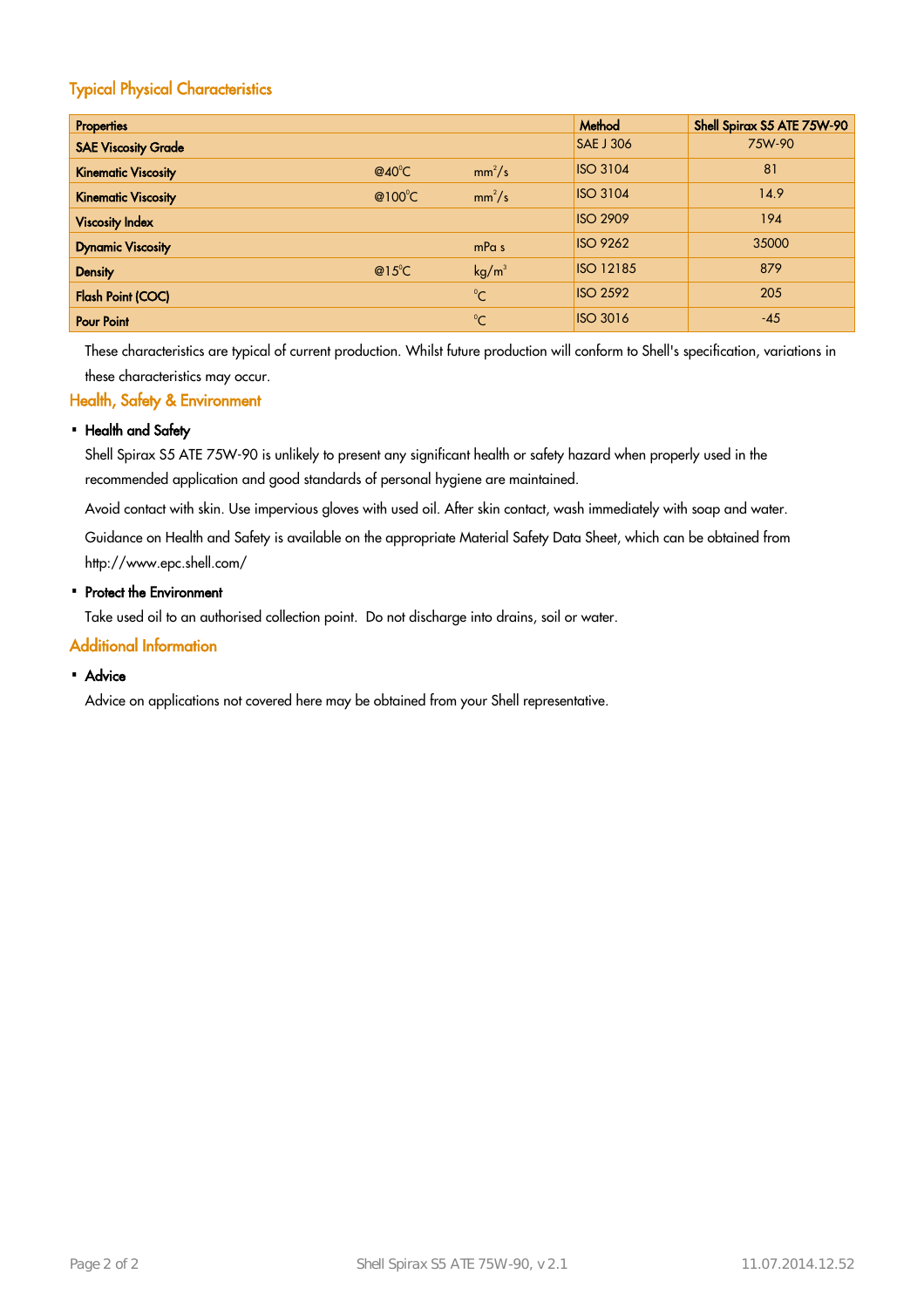## Typical Physical Characteristics

| Properties | | | Method | Shell Spirax S5 ATE 75W-90 |
|---|---|---|---|---|
| SAE Viscosity Grade | | | SAE J 306 | 75W-90 |
| Kinematic Viscosity | @40°C | $mm^2/s$ | ISO 3104 | 81 |
| Kinematic Viscosity | @100°C | $mm^2/s$ | ISO 3104 | 14.9 |
| Viscosity Index | | | ISO 2909 | 194 |
| Dynamic Viscosity | | mPa s | ISO 9262 | 35000 |
| Density | @15°C | $kg/m^3$ | ISO 12185 | 879 |
| Flash Point (COC) | | °C | ISO 2592 | 205 |
| Pour Point | | °C | ISO 3016 | -45 |

These characteristics are typical of current production. Whilst future production will conform to Shell's specification, variations in these characteristics may occur.

## Health, Safety & Environment

- **Health and Safety**

Shell Spirax S5 ATE 75W-90 is unlikely to present any significant health or safety hazard when properly used in the recommended application and good standards of personal hygiene are maintained.

Avoid contact with skin. Use impervious gloves with used oil. After skin contact, wash immediately with soap and water.

Guidance on Health and Safety is available on the appropriate Material Safety Data Sheet, which can be obtained from http://www.epc.shell.com/

- **Protect the Environment**

Take used oil to an authorised collection point. Do not discharge into drains, soil or water.

## Additional Information

- **Advice**

Advice on applications not covered here may be obtained from your Shell representative.